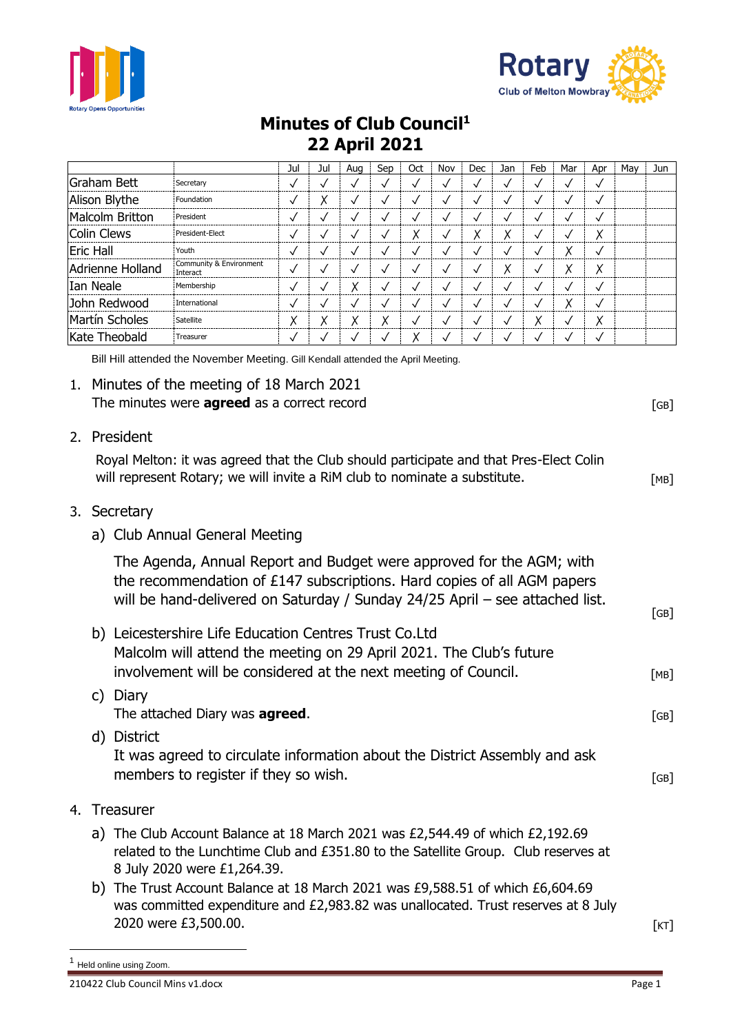# Minutes of Club Council[1]
## 22 April 2021

| | | Jul | Jul | Aug | Sep | Oct | Nov | Dec | Jan | Feb | Mar | Apr | May | Jun |
|---|---|---|---|---|---|---|---|---|---|---|---|---|---|---|
| Graham Bett | Secretary | ✓ | ✓ | ✓ | ✓ | ✓ | ✓ | ✓ | ✓ | ✓ | ✓ | ✓ | | |
| Alison Blythe | Foundation | ✓ | X | ✓ | ✓ | ✓ | ✓ | ✓ | ✓ | ✓ | ✓ | ✓ | | |
| Malcolm Britton | President | ✓ | ✓ | ✓ | ✓ | ✓ | ✓ | ✓ | ✓ | ✓ | ✓ | ✓ | | |
| Colin Clews | President-Elect | ✓ | ✓ | ✓ | ✓ | X | ✓ | X | X | ✓ | ✓ | X | | |
| Eric Hall | Youth | ✓ | ✓ | ✓ | ✓ | ✓ | ✓ | ✓ | ✓ | ✓ | X | ✓ | | |
| Adrienne Holland | Community & Environment Interact | ✓ | ✓ | ✓ | ✓ | ✓ | ✓ | ✓ | X | ✓ | X | X | | |
| Ian Neale | Membership | ✓ | ✓ | X | ✓ | ✓ | ✓ | ✓ | ✓ | ✓ | ✓ | ✓ | | |
| John Redwood | International | ✓ | ✓ | ✓ | ✓ | ✓ | ✓ | ✓ | ✓ | ✓ | X | ✓ | | |
| Martín Scholes | Satellite | X | X | X | X | ✓ | ✓ | ✓ | ✓ | X | ✓ | X | | |
| Kate Theobald | Treasurer | ✓ | ✓ | ✓ | ✓ | X | ✓ | ✓ | ✓ | ✓ | ✓ | ✓ | | |

Bill Hill attended the November Meeting. Gill Kendall attended the April Meeting.

1. Minutes of the meeting of 18 March 2021
   The minutes were **agreed** as a correct record [GB]

2. President

   Royal Melton: it was agreed that the Club should participate and that Pres-Elect Colin will represent Rotary; we will invite a RiM club to nominate a substitute. [MB]

3. Secretary

   a) Club Annual General Meeting

   The Agenda, Annual Report and Budget were approved for the AGM; with the recommendation of £147 subscriptions. Hard copies of all AGM papers will be hand-delivered on Saturday / Sunday 24/25 April – see attached list. [GB]

   b) Leicestershire Life Education Centres Trust Co.Ltd
   Malcolm will attend the meeting on 29 April 2021. The Club's future involvement will be considered at the next meeting of Council. [MB]

   c) Diary
   The attached Diary was **agreed**. [GB]

   d) District
   It was agreed to circulate information about the District Assembly and ask members to register if they so wish. [GB]

4. Treasurer

   a) The Club Account Balance at 18 March 2021 was £2,544.49 of which £2,192.69 related to the Lunchtime Club and £351.80 to the Satellite Group. Club reserves at 8 July 2020 were £1,264.39.

   b) The Trust Account Balance at 18 March 2021 was £9,588.51 of which £6,604.69 was committed expenditure and £2,983.82 was unallocated. Trust reserves at 8 July 2020 were £3,500.00. [KT]

[1] Held online using Zoom.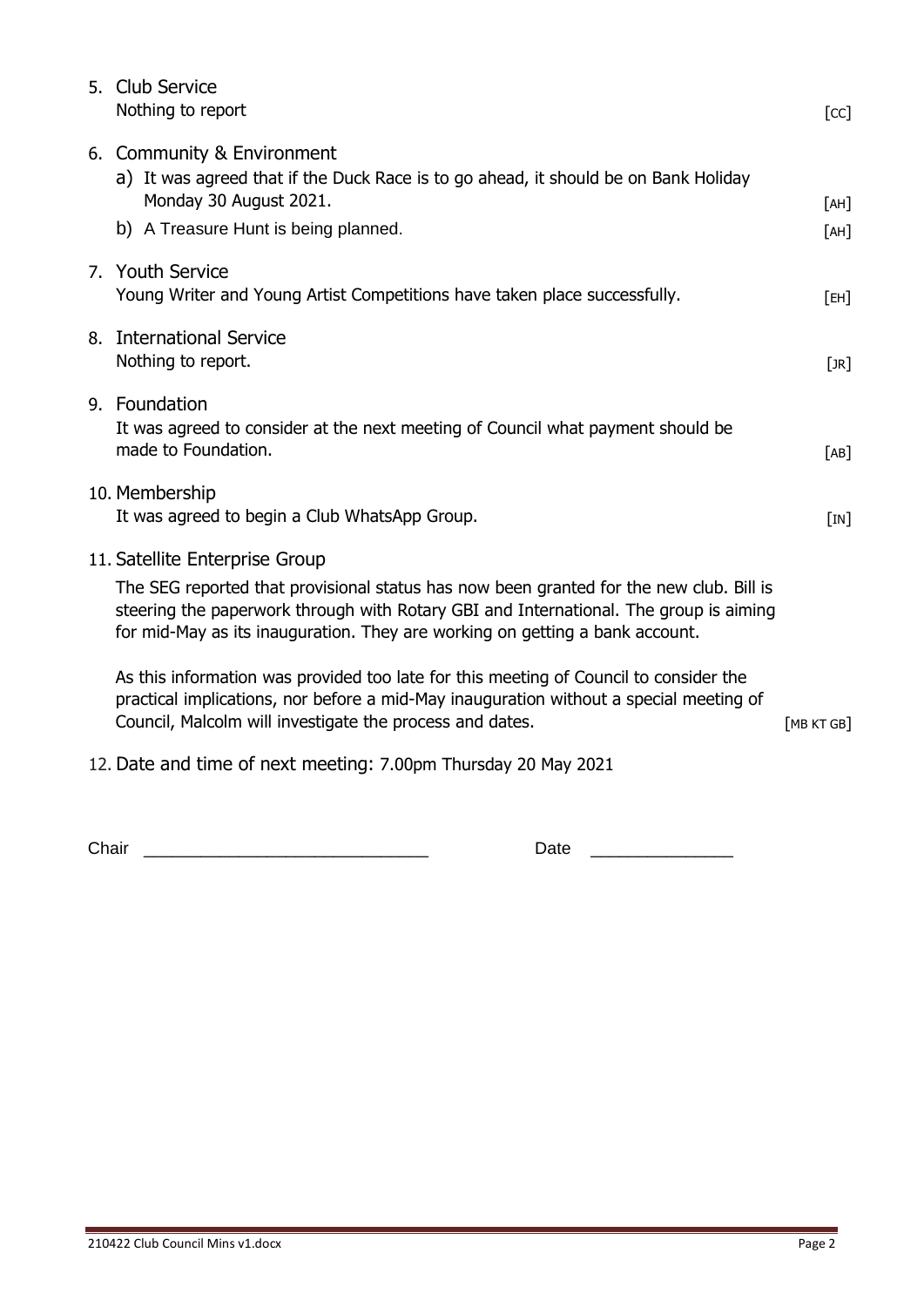5. Club Service
   Nothing to report [CC]

6. Community & Environment
   a) It was agreed that if the Duck Race is to go ahead, it should be on Bank Holiday Monday 30 August 2021. [AH]
   b) A Treasure Hunt is being planned. [AH]

7. Youth Service
   Young Writer and Young Artist Competitions have taken place successfully. [EH]

8. International Service
   Nothing to report. [JR]

9. Foundation
   It was agreed to consider at the next meeting of Council what payment should be made to Foundation. [AB]

10. Membership
    It was agreed to begin a Club WhatsApp Group. [IN]

11. Satellite Enterprise Group

    The SEG reported that provisional status has now been granted for the new club. Bill is steering the paperwork through with Rotary GBI and International. The group is aiming for mid-May as its inauguration. They are working on getting a bank account.

    As this information was provided too late for this meeting of Council to consider the practical implications, nor before a mid-May inauguration without a special meeting of Council, Malcolm will investigate the process and dates. [MB KT GB]

12. Date and time of next meeting: 7.00pm Thursday 20 May 2021

Chair ______________________________ Date _______________